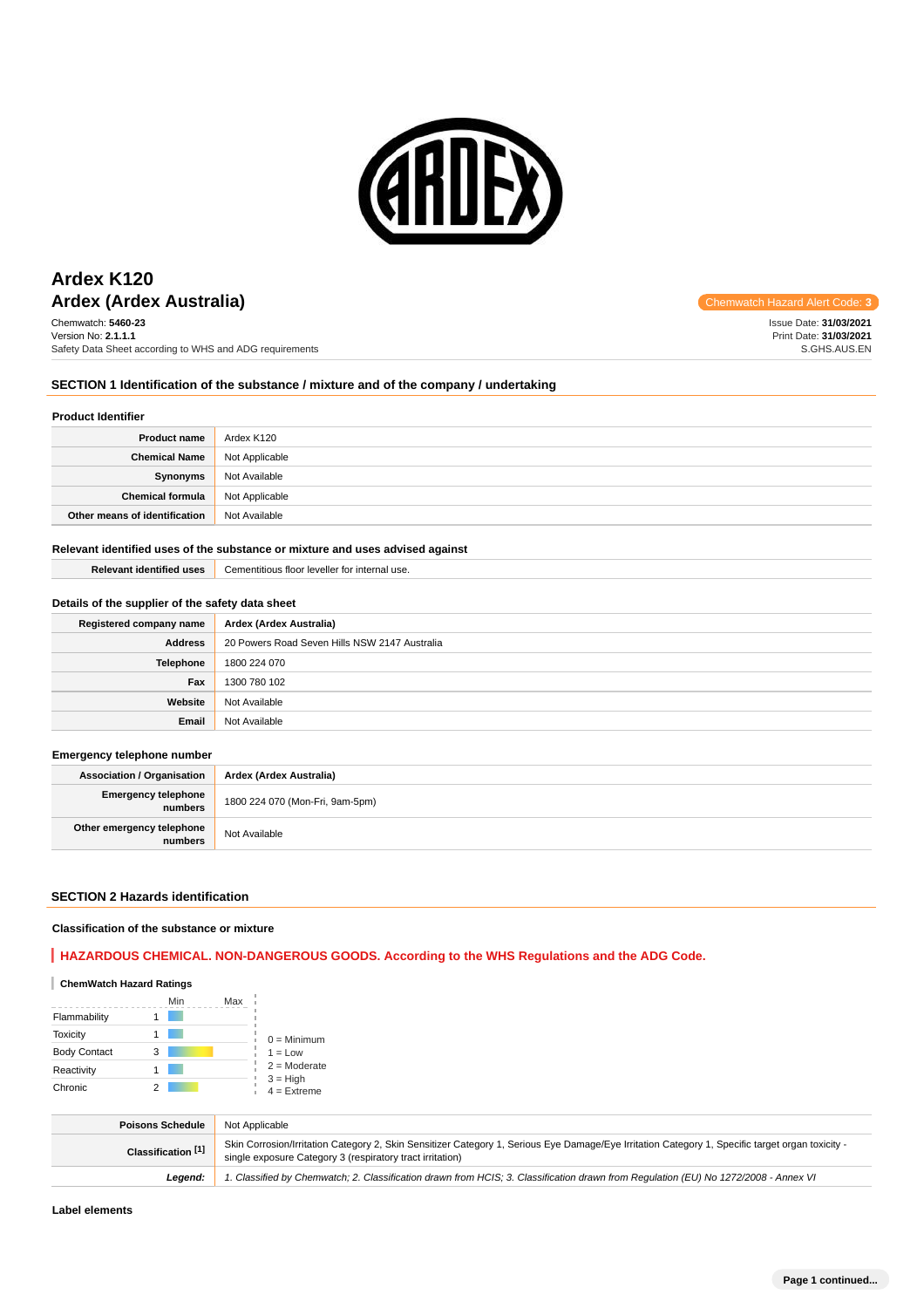# Ardex K120

## Ardex (Ardex Australia)

Chemwatch Hazard Alert Code: **3**

Chemwatch: **5460-23**
Version No: **2.1.1.1**
Safety Data Sheet according to WHS and ADG requirements

Issue Date: **31/03/2021**
Print Date: **31/03/2021**
S.GHS.AUS.EN

## SECTION 1 Identification of the substance / mixture and of the company / undertaking

### Product Identifier

| | |
|---|---|
| **Product name** | Ardex K120 |
| **Chemical Name** | Not Applicable |
| **Synonyms** | Not Available |
| **Chemical formula** | Not Applicable |
| **Other means of identification** | Not Available |

### Relevant identified uses of the substance or mixture and uses advised against

| | |
|---|---|
| **Relevant identified uses** | Cementitious floor leveller for internal use. |

### Details of the supplier of the safety data sheet

| | |
|---|---|
| **Registered company name** | **Ardex (Ardex Australia)** |
| **Address** | 20 Powers Road Seven Hills NSW 2147 Australia |
| **Telephone** | 1800 224 070 |
| **Fax** | 1300 780 102 |
| **Website** | Not Available |
| **Email** | Not Available |

### Emergency telephone number

| | |
|---|---|
| **Association / Organisation** | **Ardex (Ardex Australia)** |
| **Emergency telephone numbers** | 1800 224 070 (Mon-Fri, 9am-5pm) |
| **Other emergency telephone numbers** | Not Available |

## SECTION 2 Hazards identification

### Classification of the substance or mixture

**HAZARDOUS CHEMICAL. NON-DANGEROUS GOODS. According to the WHS Regulations and the ADG Code.**

**ChemWatch Hazard Ratings**

| | Rating (Min–Max) |
|---|---|
| Flammability | 1 |
| Toxicity | 1 |
| Body Contact | 3 |
| Reactivity | 1 |
| Chronic | 2 |

0 = Minimum
1 = Low
2 = Moderate
3 = High
4 = Extreme

| | |
|---|---|
| **Poisons Schedule** | Not Applicable |
| **Classification [1]** | Skin Corrosion/Irritation Category 2, Skin Sensitizer Category 1, Serious Eye Damage/Eye Irritation Category 1, Specific target organ toxicity - single exposure Category 3 (respiratory tract irritation) |
| ***Legend:*** | *1. Classified by Chemwatch; 2. Classification drawn from HCIS; 3. Classification drawn from Regulation (EU) No 1272/2008 - Annex VI* |

### Label elements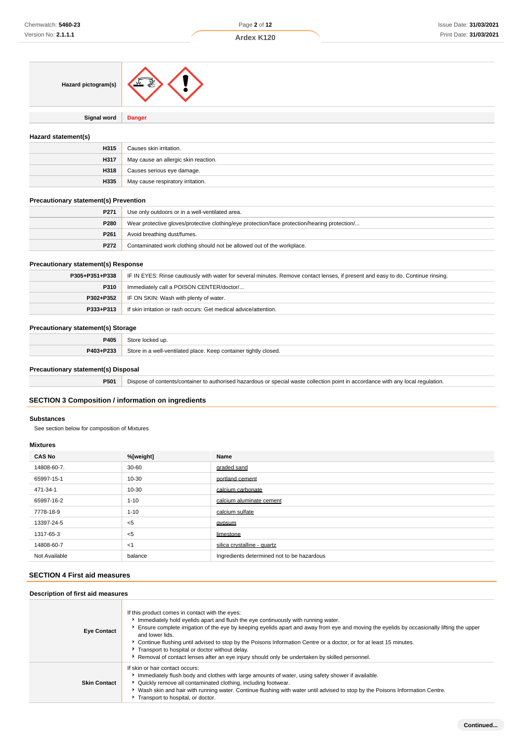| | |
|---|---|
| **Hazard pictogram(s)** | |
| **Signal word** | **Danger** |

### Hazard statement(s)

| | |
|---|---|
| **H315** | Causes skin irritation. |
| **H317** | May cause an allergic skin reaction. |
| **H318** | Causes serious eye damage. |
| **H335** | May cause respiratory irritation. |

### Precautionary statement(s) Prevention

| | |
|---|---|
| **P271** | Use only outdoors or in a well-ventilated area. |
| **P280** | Wear protective gloves/protective clothing/eye protection/face protection/hearing protection/... |
| **P261** | Avoid breathing dust/fumes. |
| **P272** | Contaminated work clothing should not be allowed out of the workplace. |

### Precautionary statement(s) Response

| | |
|---|---|
| **P305+P351+P338** | IF IN EYES: Rinse cautiously with water for several minutes. Remove contact lenses, if present and easy to do. Continue rinsing. |
| **P310** | Immediately call a POISON CENTER/doctor/... |
| **P302+P352** | IF ON SKIN: Wash with plenty of water. |
| **P333+P313** | If skin irritation or rash occurs: Get medical advice/attention. |

### Precautionary statement(s) Storage

| | |
|---|---|
| **P405** | Store locked up. |
| **P403+P233** | Store in a well-ventilated place. Keep container tightly closed. |

### Precautionary statement(s) Disposal

| | |
|---|---|
| **P501** | Dispose of contents/container to authorised hazardous or special waste collection point in accordance with any local regulation. |

## SECTION 3 Composition / information on ingredients

### Substances

See section below for composition of Mixtures

### Mixtures

| CAS No | %[weight] | Name |
|---|---|---|
| 14808-60-7. | 30-60 | graded sand |
| 65997-15-1 | 10-30 | portland cement |
| 471-34-1 | 10-30 | calcium carbonate |
| 65997-16-2 | 1-10 | calcium aluminate cement |
| 7778-18-9 | 1-10 | calcium sulfate |
| 13397-24-5 | <5 | gypsum |
| 1317-65-3 | <5 | limestone |
| 14808-60-7 | <1 | silica crystalline - quartz |
| Not Available | balance | Ingredients determined not to be hazardous |

## SECTION 4 First aid measures

### Description of first aid measures

| | |
|---|---|
| **Eye Contact** | If this product comes in contact with the eyes:<br>‣ Immediately hold eyelids apart and flush the eye continuously with running water.<br>‣ Ensure complete irrigation of the eye by keeping eyelids apart and away from eye and moving the eyelids by occasionally lifting the upper and lower lids.<br>‣ Continue flushing until advised to stop by the Poisons Information Centre or a doctor, or for at least 15 minutes.<br>‣ Transport to hospital or doctor without delay.<br>‣ Removal of contact lenses after an eye injury should only be undertaken by skilled personnel. |
| **Skin Contact** | If skin or hair contact occurs:<br>‣ Immediately flush body and clothes with large amounts of water, using safety shower if available.<br>‣ Quickly remove all contaminated clothing, including footwear.<br>‣ Wash skin and hair with running water. Continue flushing with water until advised to stop by the Poisons Information Centre.<br>‣ Transport to hospital, or doctor. |

**Continued...**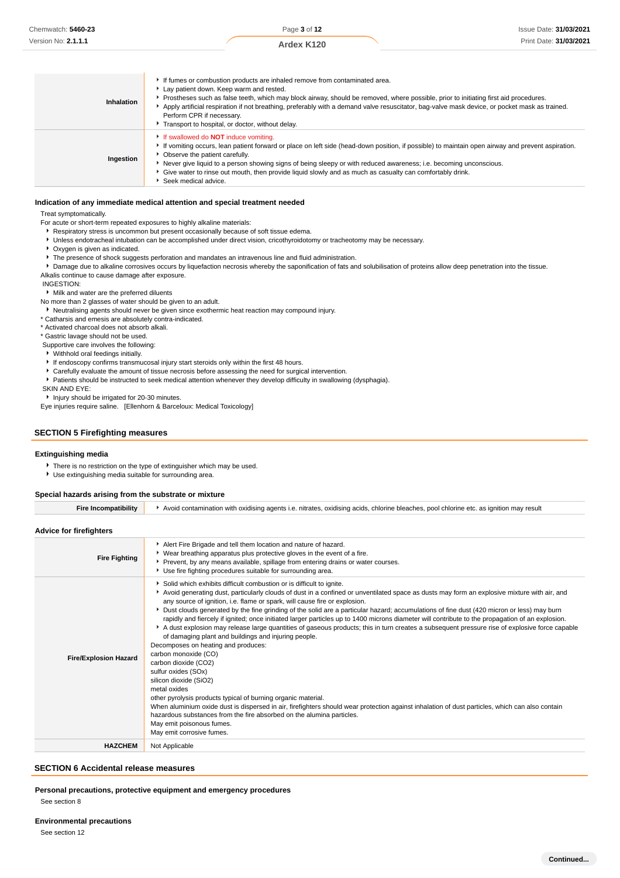| | |
|---|---|
| **Inhalation** | • If fumes or combustion products are inhaled remove from contaminated area.<br>• Lay patient down. Keep warm and rested.<br>• Prostheses such as false teeth, which may block airway, should be removed, where possible, prior to initiating first aid procedures.<br>• Apply artificial respiration if not breathing, preferably with a demand valve resuscitator, bag-valve mask device, or pocket mask as trained. Perform CPR if necessary.<br>• Transport to hospital, or doctor, without delay. |
| **Ingestion** | • If swallowed do **NOT** induce vomiting.<br>• If vomiting occurs, lean patient forward or place on left side (head-down position, if possible) to maintain open airway and prevent aspiration.<br>• Observe the patient carefully.<br>• Never give liquid to a person showing signs of being sleepy or with reduced awareness; i.e. becoming unconscious.<br>• Give water to rinse out mouth, then provide liquid slowly and as much as casualty can comfortably drink.<br>• Seek medical advice. |

### Indication of any immediate medical attention and special treatment needed

Treat symptomatically.
For acute or short-term repeated exposures to highly alkaline materials:

- Respiratory stress is uncommon but present occasionally because of soft tissue edema.
- Unless endotracheal intubation can be accomplished under direct vision, cricothyroidotomy or tracheotomy may be necessary.
- Oxygen is given as indicated.
- The presence of shock suggests perforation and mandates an intravenous line and fluid administration.
- Damage due to alkaline corrosives occurs by liquefaction necrosis whereby the saponification of fats and solubilisation of proteins allow deep penetration into the tissue.

Alkalis continue to cause damage after exposure.
INGESTION:

- Milk and water are the preferred diluents

No more than 2 glasses of water should be given to an adult.

- Neutralising agents should never be given since exothermic heat reaction may compound injury.

* Catharsis and emesis are absolutely contra-indicated.
* Activated charcoal does not absorb alkali.
* Gastric lavage should not be used.

Supportive care involves the following:

- Withhold oral feedings initially.
- If endoscopy confirms transmucosal injury start steroids only within the first 48 hours.
- Carefully evaluate the amount of tissue necrosis before assessing the need for surgical intervention.
- Patients should be instructed to seek medical attention whenever they develop difficulty in swallowing (dysphagia).

SKIN AND EYE:

- Injury should be irrigated for 20-30 minutes.

Eye injuries require saline. [Ellenhorn & Barceloux: Medical Toxicology]

## SECTION 5 Firefighting measures

### Extinguishing media

- There is no restriction on the type of extinguisher which may be used.
- Use extinguishing media suitable for surrounding area.

### Special hazards arising from the substrate or mixture

| | |
|---|---|
| **Fire Incompatibility** | • Avoid contamination with oxidising agents i.e. nitrates, oxidising acids, chlorine bleaches, pool chlorine etc. as ignition may result |

### Advice for firefighters

| | |
|---|---|
| **Fire Fighting** | • Alert Fire Brigade and tell them location and nature of hazard.<br>• Wear breathing apparatus plus protective gloves in the event of a fire.<br>• Prevent, by any means available, spillage from entering drains or water courses.<br>• Use fire fighting procedures suitable for surrounding area. |
| **Fire/Explosion Hazard** | • Solid which exhibits difficult combustion or is difficult to ignite.<br>• Avoid generating dust, particularly clouds of dust in a confined or unventilated space as dusts may form an explosive mixture with air, and any source of ignition, i.e. flame or spark, will cause fire or explosion.<br>• Dust clouds generated by the fine grinding of the solid are a particular hazard; accumulations of fine dust (420 micron or less) may burn rapidly and fiercely if ignited; once initiated larger particles up to 1400 microns diameter will contribute to the propagation of an explosion.<br>• A dust explosion may release large quantities of gaseous products; this in turn creates a subsequent pressure rise of explosive force capable of damaging plant and buildings and injuring people.<br>Decomposes on heating and produces:<br>carbon monoxide (CO)<br>carbon dioxide ($CO_2$)<br>sulfur oxides ($SO_x$)<br>silicon dioxide ($SiO_2$)<br>metal oxides<br>other pyrolysis products typical of burning organic material.<br>When aluminium oxide dust is dispersed in air, firefighters should wear protection against inhalation of dust particles, which can also contain hazardous substances from the fire absorbed on the alumina particles.<br>May emit poisonous fumes.<br>May emit corrosive fumes. |
| **HAZCHEM** | Not Applicable |

## SECTION 6 Accidental release measures

### Personal precautions, protective equipment and emergency procedures

See section 8

### Environmental precautions

See section 12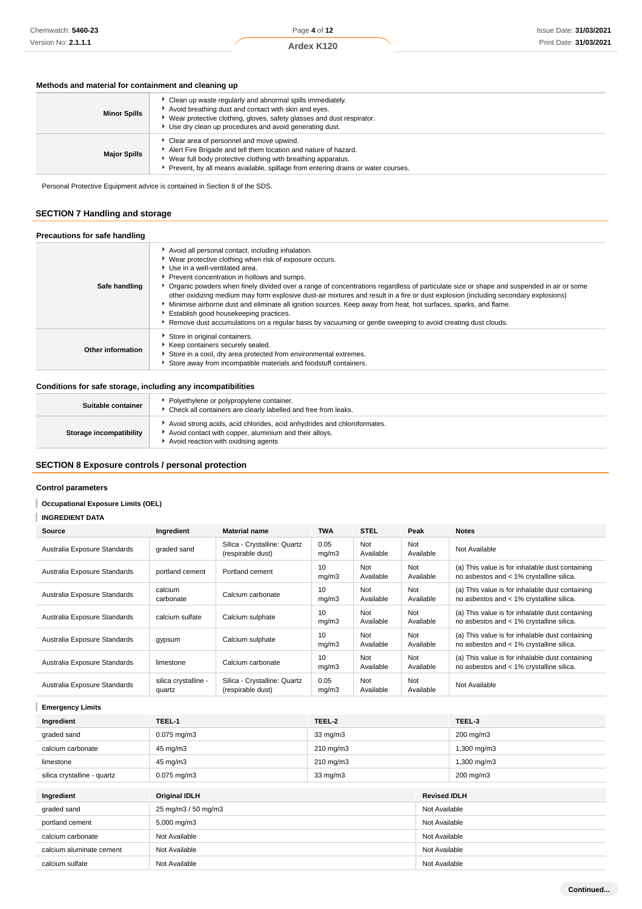### Methods and material for containment and cleaning up

| | |
|---|---|
| **Minor Spills** | Clean up waste regularly and abnormal spills immediately.<br>Avoid breathing dust and contact with skin and eyes.<br>Wear protective clothing, gloves, safety glasses and dust respirator.<br>Use dry clean up procedures and avoid generating dust. |
| **Major Spills** | Clear area of personnel and move upwind.<br>Alert Fire Brigade and tell them location and nature of hazard.<br>Wear full body protective clothing with breathing apparatus.<br>Prevent, by all means available, spillage from entering drains or water courses. |

Personal Protective Equipment advice is contained in Section 8 of the SDS.

## SECTION 7 Handling and storage

### Precautions for safe handling

| | |
|---|---|
| **Safe handling** | Avoid all personal contact, including inhalation.<br>Wear protective clothing when risk of exposure occurs.<br>Use in a well-ventilated area.<br>Prevent concentration in hollows and sumps.<br>Organic powders when finely divided over a range of concentrations regardless of particulate size or shape and suspended in air or some other oxidizing medium may form explosive dust-air mixtures and result in a fire or dust explosion (including secondary explosions)<br>Minimise airborne dust and eliminate all ignition sources. Keep away from heat, hot surfaces, sparks, and flame.<br>Establish good housekeeping practices.<br>Remove dust accumulations on a regular basis by vacuuming or gentle sweeping to avoid creating dust clouds. |
| **Other information** | Store in original containers.<br>Keep containers securely sealed.<br>Store in a cool, dry area protected from environmental extremes.<br>Store away from incompatible materials and foodstuff containers. |

### Conditions for safe storage, including any incompatibilities

| | |
|---|---|
| **Suitable container** | Polyethylene or polypropylene container.<br>Check all containers are clearly labelled and free from leaks. |
| **Storage incompatibility** | Avoid strong acids, acid chlorides, acid anhydrides and chloroformates.<br>Avoid contact with copper, aluminium and their alloys.<br>Avoid reaction with oxidising agents |

## SECTION 8 Exposure controls / personal protection

### Control parameters

**Occupational Exposure Limits (OEL)**

**INGREDIENT DATA**

| Source | Ingredient | Material name | TWA | STEL | Peak | Notes |
|---|---|---|---|---|---|---|
| Australia Exposure Standards | graded sand | Silica - Crystalline: Quartz (respirable dust) | 0.05 mg/m3 | Not Available | Not Available | Not Available |
| Australia Exposure Standards | portland cement | Portland cement | 10 mg/m3 | Not Available | Not Available | (a) This value is for inhalable dust containing no asbestos and < 1% crystalline silica. |
| Australia Exposure Standards | calcium carbonate | Calcium carbonate | 10 mg/m3 | Not Available | Not Available | (a) This value is for inhalable dust containing no asbestos and < 1% crystalline silica. |
| Australia Exposure Standards | calcium sulfate | Calcium sulphate | 10 mg/m3 | Not Available | Not Available | (a) This value is for inhalable dust containing no asbestos and < 1% crystalline silica. |
| Australia Exposure Standards | gypsum | Calcium sulphate | 10 mg/m3 | Not Available | Not Available | (a) This value is for inhalable dust containing no asbestos and < 1% crystalline silica. |
| Australia Exposure Standards | limestone | Calcium carbonate | 10 mg/m3 | Not Available | Not Available | (a) This value is for inhalable dust containing no asbestos and < 1% crystalline silica. |
| Australia Exposure Standards | silica crystalline - quartz | Silica - Crystalline: Quartz (respirable dust) | 0.05 mg/m3 | Not Available | Not Available | Not Available |

**Emergency Limits**

| Ingredient | TEEL-1 | TEEL-2 | TEEL-3 |
|---|---|---|---|
| graded sand | 0.075 mg/m3 | 33 mg/m3 | 200 mg/m3 |
| calcium carbonate | 45 mg/m3 | 210 mg/m3 | 1,300 mg/m3 |
| limestone | 45 mg/m3 | 210 mg/m3 | 1,300 mg/m3 |
| silica crystalline - quartz | 0.075 mg/m3 | 33 mg/m3 | 200 mg/m3 |

| Ingredient | Original IDLH | Revised IDLH |
|---|---|---|
| graded sand | 25 mg/m3 / 50 mg/m3 | Not Available |
| portland cement | 5,000 mg/m3 | Not Available |
| calcium carbonate | Not Available | Not Available |
| calcium aluminate cement | Not Available | Not Available |
| calcium sulfate | Not Available | Not Available |

Continued...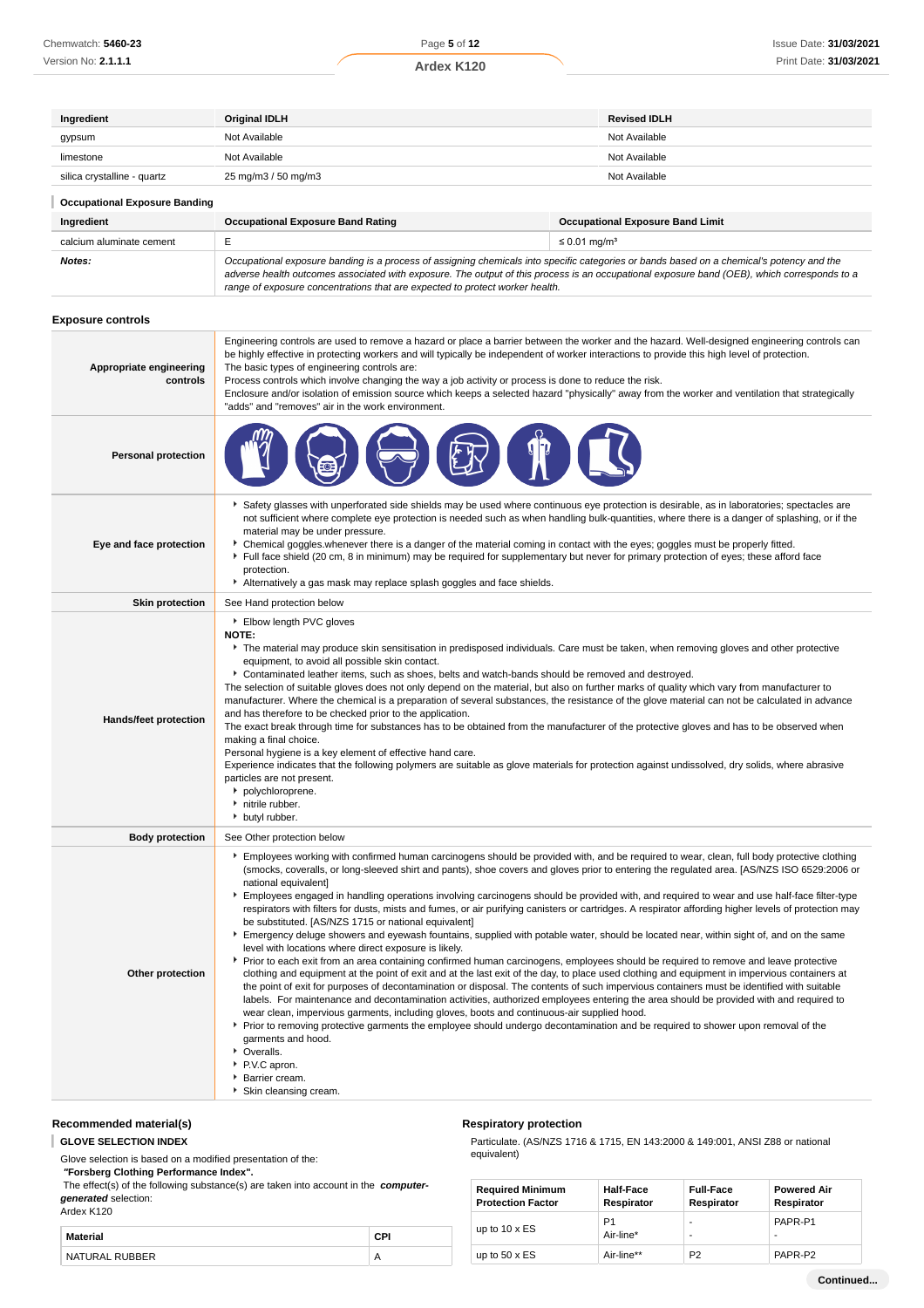| Ingredient | Original IDLH | Revised IDLH |
|---|---|---|
| gypsum | Not Available | Not Available |
| limestone | Not Available | Not Available |
| silica crystalline - quartz | 25 mg/m3 / 50 mg/m3 | Not Available |

### Occupational Exposure Banding

| Ingredient | Occupational Exposure Band Rating | Occupational Exposure Band Limit |
|---|---|---|
| calcium aluminate cement | E | ≤ 0.01 mg/m³ |
| ***Notes:*** | *Occupational exposure banding is a process of assigning chemicals into specific categories or bands based on a chemical's potency and the adverse health outcomes associated with exposure. The output of this process is an occupational exposure band (OEB), which corresponds to a range of exposure concentrations that are expected to protect worker health.* | |

## Exposure controls

| | |
|---|---|
| **Appropriate engineering controls** | Engineering controls are used to remove a hazard or place a barrier between the worker and the hazard. Well-designed engineering controls can be highly effective in protecting workers and will typically be independent of worker interactions to provide this high level of protection.<br>The basic types of engineering controls are:<br>Process controls which involve changing the way a job activity or process is done to reduce the risk.<br>Enclosure and/or isolation of emission source which keeps a selected hazard "physically" away from the worker and ventilation that strategically "adds" and "removes" air in the work environment. |
| **Personal protection** | |
| **Eye and face protection** | ‣ Safety glasses with unperforated side shields may be used where continuous eye protection is desirable, as in laboratories; spectacles are not sufficient where complete eye protection is needed such as when handling bulk-quantities, where there is a danger of splashing, or if the material may be under pressure.<br>‣ Chemical goggles.whenever there is a danger of the material coming in contact with the eyes; goggles must be properly fitted.<br>‣ Full face shield (20 cm, 8 in minimum) may be required for supplementary but never for primary protection of eyes; these afford face protection.<br>‣ Alternatively a gas mask may replace splash goggles and face shields. |
| **Skin protection** | See Hand protection below |
| **Hands/feet protection** | ‣ Elbow length PVC gloves<br>**NOTE:**<br>‣ The material may produce skin sensitisation in predisposed individuals. Care must be taken, when removing gloves and other protective equipment, to avoid all possible skin contact.<br>‣ Contaminated leather items, such as shoes, belts and watch-bands should be removed and destroyed.<br>The selection of suitable gloves does not only depend on the material, but also on further marks of quality which vary from manufacturer to manufacturer. Where the chemical is a preparation of several substances, the resistance of the glove material can not be calculated in advance and has therefore to be checked prior to the application.<br>The exact break through time for substances has to be obtained from the manufacturer of the protective gloves and has to be observed when making a final choice.<br>Personal hygiene is a key element of effective hand care.<br>Experience indicates that the following polymers are suitable as glove materials for protection against undissolved, dry solids, where abrasive particles are not present.<br>‣ polychloroprene.<br>‣ nitrile rubber.<br>‣ butyl rubber. |
| **Body protection** | See Other protection below |
| **Other protection** | ‣ Employees working with confirmed human carcinogens should be provided with, and be required to wear, clean, full body protective clothing (smocks, coveralls, or long-sleeved shirt and pants), shoe covers and gloves prior to entering the regulated area. [AS/NZS ISO 6529:2006 or national equivalent]<br>‣ Employees engaged in handling operations involving carcinogens should be provided with, and required to wear and use half-face filter-type respirators with filters for dusts, mists and fumes, or air purifying canisters or cartridges. A respirator affording higher levels of protection may be substituted. [AS/NZS 1715 or national equivalent]<br>‣ Emergency deluge showers and eyewash fountains, supplied with potable water, should be located near, within sight of, and on the same level with locations where direct exposure is likely.<br>‣ Prior to each exit from an area containing confirmed human carcinogens, employees should be required to remove and leave protective clothing and equipment at the point of exit and at the last exit of the day, to place used clothing and equipment in impervious containers at the point of exit for purposes of decontamination or disposal. The contents of such impervious containers must be identified with suitable labels. For maintenance and decontamination activities, authorized employees entering the area should be provided with and required to wear clean, impervious garments, including gloves, boots and continuous-air supplied hood.<br>‣ Prior to removing protective garments the employee should undergo decontamination and be required to shower upon removal of the garments and hood.<br>‣ Overalls.<br>‣ P.V.C apron.<br>‣ Barrier cream.<br>‣ Skin cleansing cream. |

### Recommended material(s)

**GLOVE SELECTION INDEX**

Glove selection is based on a modified presentation of the:
**"Forsberg Clothing Performance Index".**
The effect(s) of the following substance(s) are taken into account in the ***computer-generated*** selection:
Ardex K120

| Material | CPI |
|---|---|
| NATURAL RUBBER | A |

### Respiratory protection

Particulate. (AS/NZS 1716 & 1715, EN 143:2000 & 149:001, ANSI Z88 or national equivalent)

| Required Minimum Protection Factor | Half-Face Respirator | Full-Face Respirator | Powered Air Respirator |
|---|---|---|---|
| up to 10 x ES | P1<br>Air-line* | -<br>- | PAPR-P1<br>- |
| up to 50 x ES | Air-line** | P2 | PAPR-P2 |

**Continued...**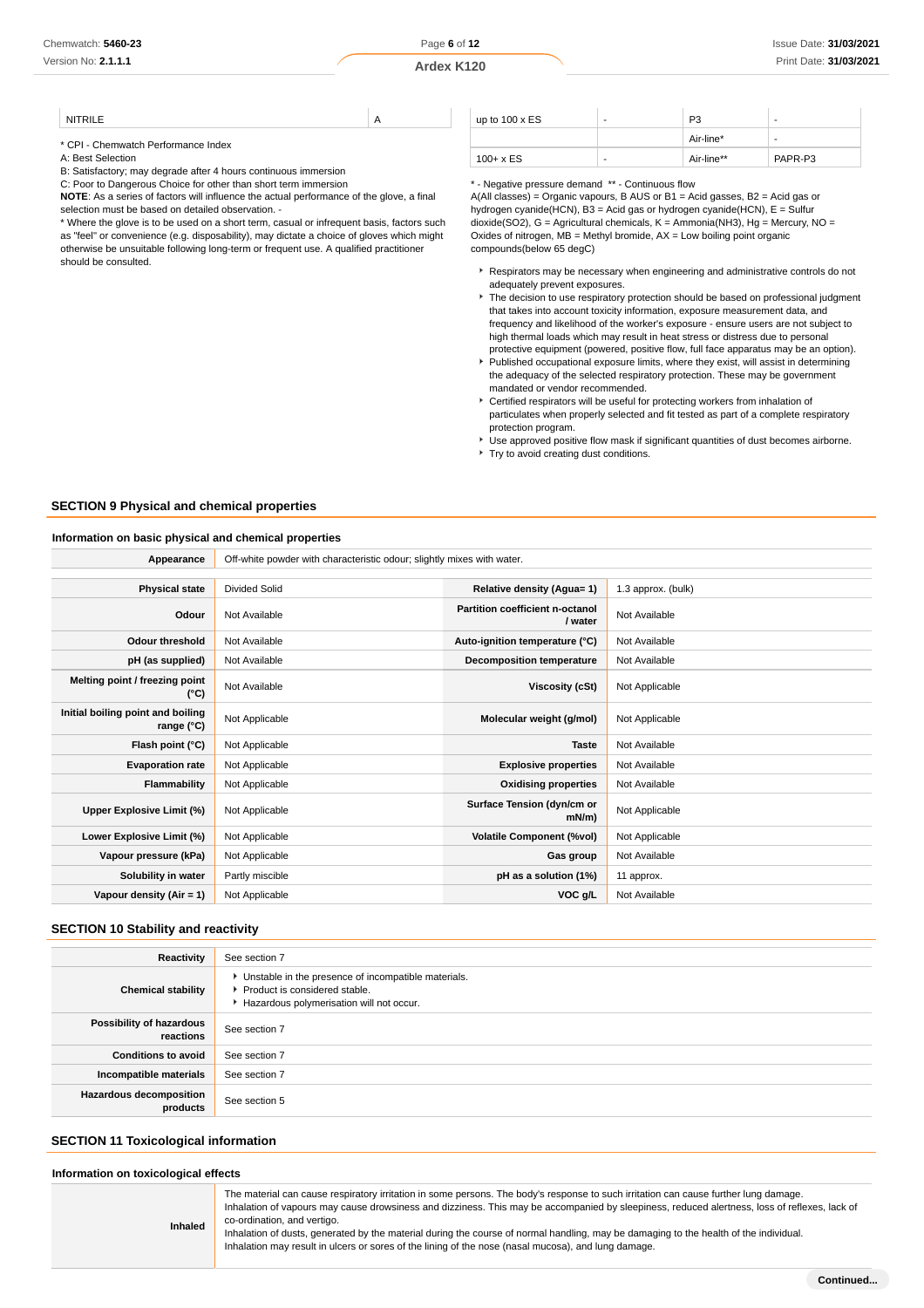| NITRILE | A |
|---|---|

* CPI - Chemwatch Performance Index
A: Best Selection
B: Satisfactory; may degrade after 4 hours continuous immersion
C: Poor to Dangerous Choice for other than short term immersion
**NOTE**: As a series of factors will influence the actual performance of the glove, a final selection must be based on detailed observation. -
* Where the glove is to be used on a short term, casual or infrequent basis, factors such as "feel" or convenience (e.g. disposability), may dictate a choice of gloves which might otherwise be unsuitable following long-term or frequent use. A qualified practitioner should be consulted.

| up to 100 x ES | - | P3 | - |
|---|---|---|---|
| | | Air-line* | - |
| 100+ x ES | - | Air-line** | PAPR-P3 |

* - Negative pressure demand ** - Continuous flow
A(All classes) = Organic vapours, B AUS or B1 = Acid gasses, B2 = Acid gas or hydrogen cyanide(HCN), B3 = Acid gas or hydrogen cyanide(HCN), E = Sulfur dioxide(SO2), G = Agricultural chemicals, K = Ammonia(NH3), Hg = Mercury, NO = Oxides of nitrogen, MB = Methyl bromide, AX = Low boiling point organic compounds(below 65 degC)

- Respirators may be necessary when engineering and administrative controls do not adequately prevent exposures.
- The decision to use respiratory protection should be based on professional judgment that takes into account toxicity information, exposure measurement data, and frequency and likelihood of the worker's exposure - ensure users are not subject to high thermal loads which may result in heat stress or distress due to personal protective equipment (powered, positive flow, full face apparatus may be an option).
- Published occupational exposure limits, where they exist, will assist in determining the adequacy of the selected respiratory protection. These may be government mandated or vendor recommended.
- Certified respirators will be useful for protecting workers from inhalation of particulates when properly selected and fit tested as part of a complete respiratory protection program.
- Use approved positive flow mask if significant quantities of dust becomes airborne.
- Try to avoid creating dust conditions.

## SECTION 9 Physical and chemical properties

### Information on basic physical and chemical properties

| Appearance | Off-white powder with characteristic odour; slightly mixes with water. | | |
|---|---|---|---|
| Physical state | Divided Solid | Relative density (Agua= 1) | 1.3 approx. (bulk) |
| Odour | Not Available | Partition coefficient n-octanol / water | Not Available |
| Odour threshold | Not Available | Auto-ignition temperature (°C) | Not Available |
| pH (as supplied) | Not Available | Decomposition temperature | Not Available |
| Melting point / freezing point (°C) | Not Available | Viscosity (cSt) | Not Applicable |
| Initial boiling point and boiling range (°C) | Not Applicable | Molecular weight (g/mol) | Not Applicable |
| Flash point (°C) | Not Applicable | Taste | Not Available |
| Evaporation rate | Not Applicable | Explosive properties | Not Available |
| Flammability | Not Applicable | Oxidising properties | Not Available |
| Upper Explosive Limit (%) | Not Applicable | Surface Tension (dyn/cm or mN/m) | Not Applicable |
| Lower Explosive Limit (%) | Not Applicable | Volatile Component (%vol) | Not Applicable |
| Vapour pressure (kPa) | Not Applicable | Gas group | Not Available |
| Solubility in water | Partly miscible | pH as a solution (1%) | 11 approx. |
| Vapour density (Air = 1) | Not Applicable | VOC g/L | Not Available |

## SECTION 10 Stability and reactivity

| Reactivity | See section 7 |
|---|---|
| Chemical stability | - Unstable in the presence of incompatible materials.<br>- Product is considered stable.<br>- Hazardous polymerisation will not occur. |
| Possibility of hazardous reactions | See section 7 |
| Conditions to avoid | See section 7 |
| Incompatible materials | See section 7 |
| Hazardous decomposition products | See section 5 |

## SECTION 11 Toxicological information

### Information on toxicological effects

| Inhaled | The material can cause respiratory irritation in some persons. The body's response to such irritation can cause further lung damage.<br>Inhalation of vapours may cause drowsiness and dizziness. This may be accompanied by sleepiness, reduced alertness, loss of reflexes, lack of co-ordination, and vertigo.<br>Inhalation of dusts, generated by the material during the course of normal handling, may be damaging to the health of the individual.<br>Inhalation may result in ulcers or sores of the lining of the nose (nasal mucosa), and lung damage. |
|---|---|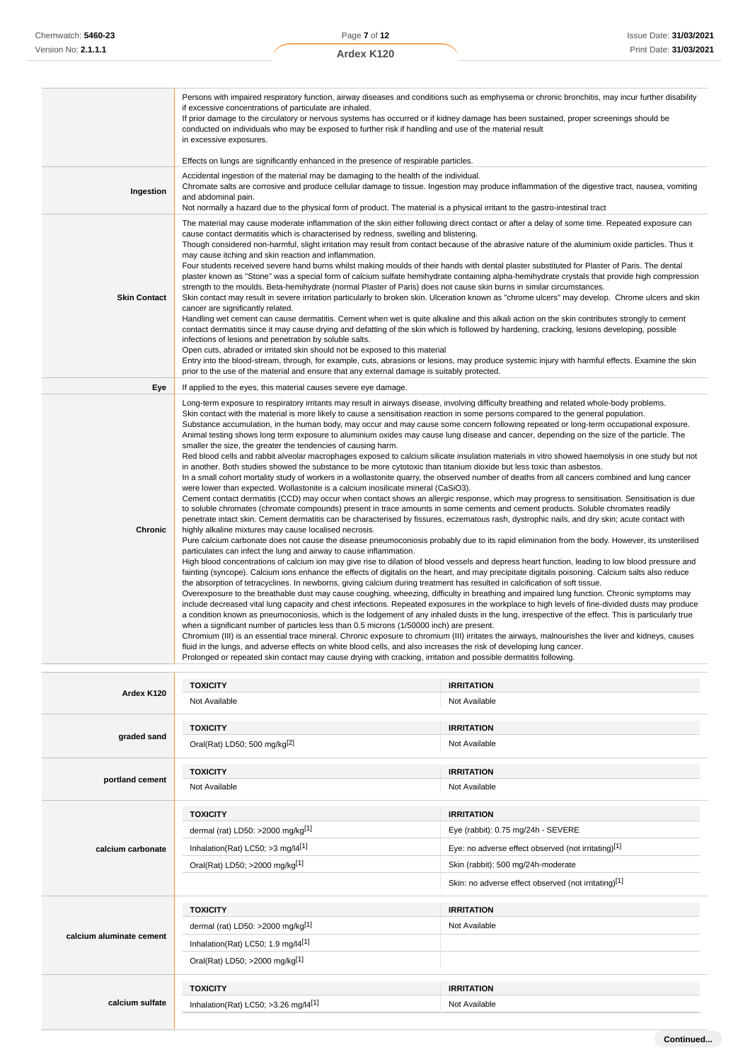| | |
|---|---|
| | Persons with impaired respiratory function, airway diseases and conditions such as emphysema or chronic bronchitis, may incur further disability if excessive concentrations of particulate are inhaled.<br>If prior damage to the circulatory or nervous systems has occurred or if kidney damage has been sustained, proper screenings should be conducted on individuals who may be exposed to further risk if handling and use of the material result in excessive exposures.<br><br>Effects on lungs are significantly enhanced in the presence of respirable particles. |
| **Ingestion** | Accidental ingestion of the material may be damaging to the health of the individual.<br>Chromate salts are corrosive and produce cellular damage to tissue. Ingestion may produce inflammation of the digestive tract, nausea, vomiting and abdominal pain.<br>Not normally a hazard due to the physical form of product. The material is a physical irritant to the gastro-intestinal tract |
| **Skin Contact** | The material may cause moderate inflammation of the skin either following direct contact or after a delay of some time. Repeated exposure can cause contact dermatitis which is characterised by redness, swelling and blistering.<br>Though considered non-harmful, slight irritation may result from contact because of the abrasive nature of the aluminium oxide particles. Thus it may cause itching and skin reaction and inflammation.<br>Four students received severe hand burns whilst making moulds of their hands with dental plaster substituted for Plaster of Paris. The dental plaster known as "Stone" was a special form of calcium sulfate hemihydrate containing alpha-hemihydrate crystals that provide high compression strength to the moulds. Beta-hemihydrate (normal Plaster of Paris) does not cause skin burns in similar circumstances.<br>Skin contact may result in severe irritation particularly to broken skin. Ulceration known as "chrome ulcers" may develop. Chrome ulcers and skin cancer are significantly related.<br>Handling wet cement can cause dermatitis. Cement when wet is quite alkaline and this alkali action on the skin contributes strongly to cement contact dermatitis since it may cause drying and defatting of the skin which is followed by hardening, cracking, lesions developing, possible infections of lesions and penetration by soluble salts.<br>Open cuts, abraded or irritated skin should not be exposed to this material<br>Entry into the blood-stream, through, for example, cuts, abrasions or lesions, may produce systemic injury with harmful effects. Examine the skin prior to the use of the material and ensure that any external damage is suitably protected. |
| **Eye** | If applied to the eyes, this material causes severe eye damage. |
| **Chronic** | Long-term exposure to respiratory irritants may result in airways disease, involving difficulty breathing and related whole-body problems.<br>Skin contact with the material is more likely to cause a sensitisation reaction in some persons compared to the general population.<br>Substance accumulation, in the human body, may occur and may cause some concern following repeated or long-term occupational exposure.<br>Animal testing shows long term exposure to aluminium oxides may cause lung disease and cancer, depending on the size of the particle. The smaller the size, the greater the tendencies of causing harm.<br>Red blood cells and rabbit alveolar macrophages exposed to calcium silicate insulation materials in vitro showed haemolysis in one study but not in another. Both studies showed the substance to be more cytotoxic than titanium dioxide but less toxic than asbestos.<br>In a small cohort mortality study of workers in a wollastonite quarry, the observed number of deaths from all cancers combined and lung cancer were lower than expected. Wollastonite is a calcium inosilicate mineral ($CaSiO_3$).<br>Cement contact dermatitis (CCD) may occur when contact shows an allergic response, which may progress to sensitisation. Sensitisation is due to soluble chromates (chromate compounds) present in trace amounts in some cements and cement products. Soluble chromates readily penetrate intact skin. Cement dermatitis can be characterised by fissures, eczematous rash, dystrophic nails, and dry skin; acute contact with highly alkaline mixtures may cause localised necrosis.<br>Pure calcium carbonate does not cause the disease pneumoconiosis probably due to its rapid elimination from the body. However, its unsterilised particulates can infect the lung and airway to cause inflammation.<br>High blood concentrations of calcium ion may give rise to dilation of blood vessels and depress heart function, leading to low blood pressure and fainting (syncope). Calcium ions enhance the effects of digitalis on the heart, and may precipitate digitalis poisoning. Calcium salts also reduce the absorption of tetracyclines. In newborns, giving calcium during treatment has resulted in calcification of soft tissue.<br>Overexposure to the breathable dust may cause coughing, wheezing, difficulty in breathing and impaired lung function. Chronic symptoms may include decreased vital lung capacity and chest infections. Repeated exposures in the workplace to high levels of fine-divided dusts may produce a condition known as pneumoconiosis, which is the lodgement of any inhaled dusts in the lung, irrespective of the effect. This is particularly true when a significant number of particles less than 0.5 microns (1/50000 inch) are present.<br>Chromium (III) is an essential trace mineral. Chronic exposure to chromium (III) irritates the airways, malnourishes the liver and kidneys, causes fluid in the lungs, and adverse effects on white blood cells, and also increases the risk of developing lung cancer.<br>Prolonged or repeated skin contact may cause drying with cracking, irritation and possible dermatitis following. |

| | TOXICITY | IRRITATION |
|---|---|---|
| **Ardex K120** | Not Available | Not Available |
| **graded sand** | Oral(Rat) LD50; 500 mg/kg[2] | Not Available |
| **portland cement** | Not Available | Not Available |
| **calcium carbonate** | dermal (rat) LD50: >2000 mg/kg[1] | Eye (rabbit): 0.75 mg/24h - SEVERE |
| | Inhalation(Rat) LC50; >3 mg/l4[1] | Eye: no adverse effect observed (not irritating)[1] |
| | Oral(Rat) LD50; >2000 mg/kg[1] | Skin (rabbit): 500 mg/24h-moderate |
| | | Skin: no adverse effect observed (not irritating)[1] |
| **calcium aluminate cement** | dermal (rat) LD50: >2000 mg/kg[1] | Not Available |
| | Inhalation(Rat) LC50; 1.9 mg/l4[1] | |
| | Oral(Rat) LD50; >2000 mg/kg[1] | |
| **calcium sulfate** | Inhalation(Rat) LC50; >3.26 mg/l4[1] | Not Available |

Continued...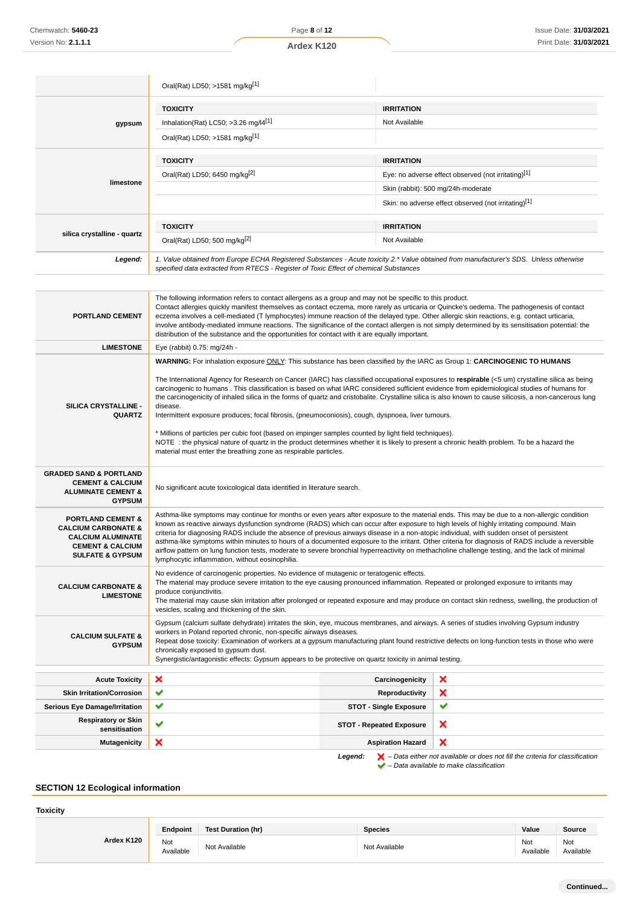| | TOXICITY | IRRITATION |
|---|---|---|
| | Oral(Rat) LD50; >1581 mg/kg[1] | |
| **gypsum** | **TOXICITY** | **IRRITATION** |
| | Inhalation(Rat) LC50; >3.26 mg/l4[1] | Not Available |
| | Oral(Rat) LD50; >1581 mg/kg[1] | |
| **limestone** | **TOXICITY** | **IRRITATION** |
| | Oral(Rat) LD50; 6450 mg/kg[2] | Eye: no adverse effect observed (not irritating)[1] |
| | | Skin (rabbit): 500 mg/24h-moderate |
| | | Skin: no adverse effect observed (not irritating)[1] |
| **silica crystalline - quartz** | **TOXICITY** | **IRRITATION** |
| | Oral(Rat) LD50; 500 mg/kg[2] | Not Available |
| ***Legend:*** | *1. Value obtained from Europe ECHA Registered Substances - Acute toxicity 2.* Value obtained from manufacturer's SDS. Unless otherwise specified data extracted from RTECS - Register of Toxic Effect of chemical Substances* | |

| | |
|---|---|
| **PORTLAND CEMENT** | The following information refers to contact allergens as a group and may not be specific to this product. Contact allergies quickly manifest themselves as contact eczema, more rarely as urticaria or Quincke's oedema. The pathogenesis of contact eczema involves a cell-mediated (T lymphocytes) immune reaction of the delayed type. Other allergic skin reactions, e.g. contact urticaria, involve antibody-mediated immune reactions. The significance of the contact allergen is not simply determined by its sensitisation potential: the distribution of the substance and the opportunities for contact with it are equally important. |
| **LIMESTONE** | Eye (rabbit) 0.75: mg/24h - |
| **SILICA CRYSTALLINE - QUARTZ** | **WARNING:** For inhalation exposure ONLY: This substance has been classified by the IARC as Group 1: **CARCINOGENIC TO HUMANS**<br><br>The International Agency for Research on Cancer (IARC) has classified occupational exposures to **respirable** (<5 um) crystalline silica as being carcinogenic to humans . This classification is based on what IARC considered sufficient evidence from epidemiological studies of humans for the carcinogenicity of inhaled silica in the forms of quartz and cristobalite. Crystalline silica is also known to cause silicosis, a non-cancerous lung disease.<br>Intermittent exposure produces; focal fibrosis, (pneumoconiosis), cough, dyspnoea, liver tumours.<br><br>* Millions of particles per cubic foot (based on impinger samples counted by light field techniques).<br>NOTE : the physical nature of quartz in the product determines whether it is likely to present a chronic health problem. To be a hazard the material must enter the breathing zone as respirable particles. |
| **GRADED SAND & PORTLAND CEMENT & CALCIUM ALUMINATE CEMENT & GYPSUM** | No significant acute toxicological data identified in literature search. |
| **PORTLAND CEMENT & CALCIUM CARBONATE & CALCIUM ALUMINATE CEMENT & CALCIUM SULFATE & GYPSUM** | Asthma-like symptoms may continue for months or even years after exposure to the material ends. This may be due to a non-allergic condition known as reactive airways dysfunction syndrome (RADS) which can occur after exposure to high levels of highly irritating compound. Main criteria for diagnosing RADS include the absence of previous airways disease in a non-atopic individual, with sudden onset of persistent asthma-like symptoms within minutes to hours of a documented exposure to the irritant. Other criteria for diagnosis of RADS include a reversible airflow pattern on lung function tests, moderate to severe bronchial hyperreactivity on methacholine challenge testing, and the lack of minimal lymphocytic inflammation, without eosinophilia. |
| **CALCIUM CARBONATE & LIMESTONE** | No evidence of carcinogenic properties. No evidence of mutagenic or teratogenic effects.<br>The material may produce severe irritation to the eye causing pronounced inflammation. Repeated or prolonged exposure to irritants may produce conjunctivitis.<br>The material may cause skin irritation after prolonged or repeated exposure and may produce on contact skin redness, swelling, the production of vesicles, scaling and thickening of the skin. |
| **CALCIUM SULFATE & GYPSUM** | Gypsum (calcium sulfate dehydrate) irritates the skin, eye, mucous membranes, and airways. A series of studies involving Gypsum industry workers in Poland reported chronic, non-specific airways diseases.<br>Repeat dose toxicity: Examination of workers at a gypsum manufacturing plant found restrictive defects on long-function tests in those who were chronically exposed to gypsum dust.<br>Synergistic/antagonistic effects: Gypsum appears to be protective on quartz toxicity in animal testing. |

| | | | |
|---|---|---|---|
| **Acute Toxicity** | ✘ | **Carcinogenicity** | ✘ |
| **Skin Irritation/Corrosion** | ✔ | **Reproductivity** | ✘ |
| **Serious Eye Damage/Irritation** | ✔ | **STOT - Single Exposure** | ✔ |
| **Respiratory or Skin sensitisation** | ✔ | **STOT - Repeated Exposure** | ✘ |
| **Mutagenicity** | ✘ | **Aspiration Hazard** | ✘ |

***Legend:*** ✘ *– Data either not available or does not fill the criteria for classification*
✔ *– Data available to make classification*

## SECTION 12 Ecological information

### Toxicity

| | Endpoint | Test Duration (hr) | Species | Value | Source |
|---|---|---|---|---|---|
| **Ardex K120** | Not Available | Not Available | Not Available | Not Available | Not Available |

**Continued...**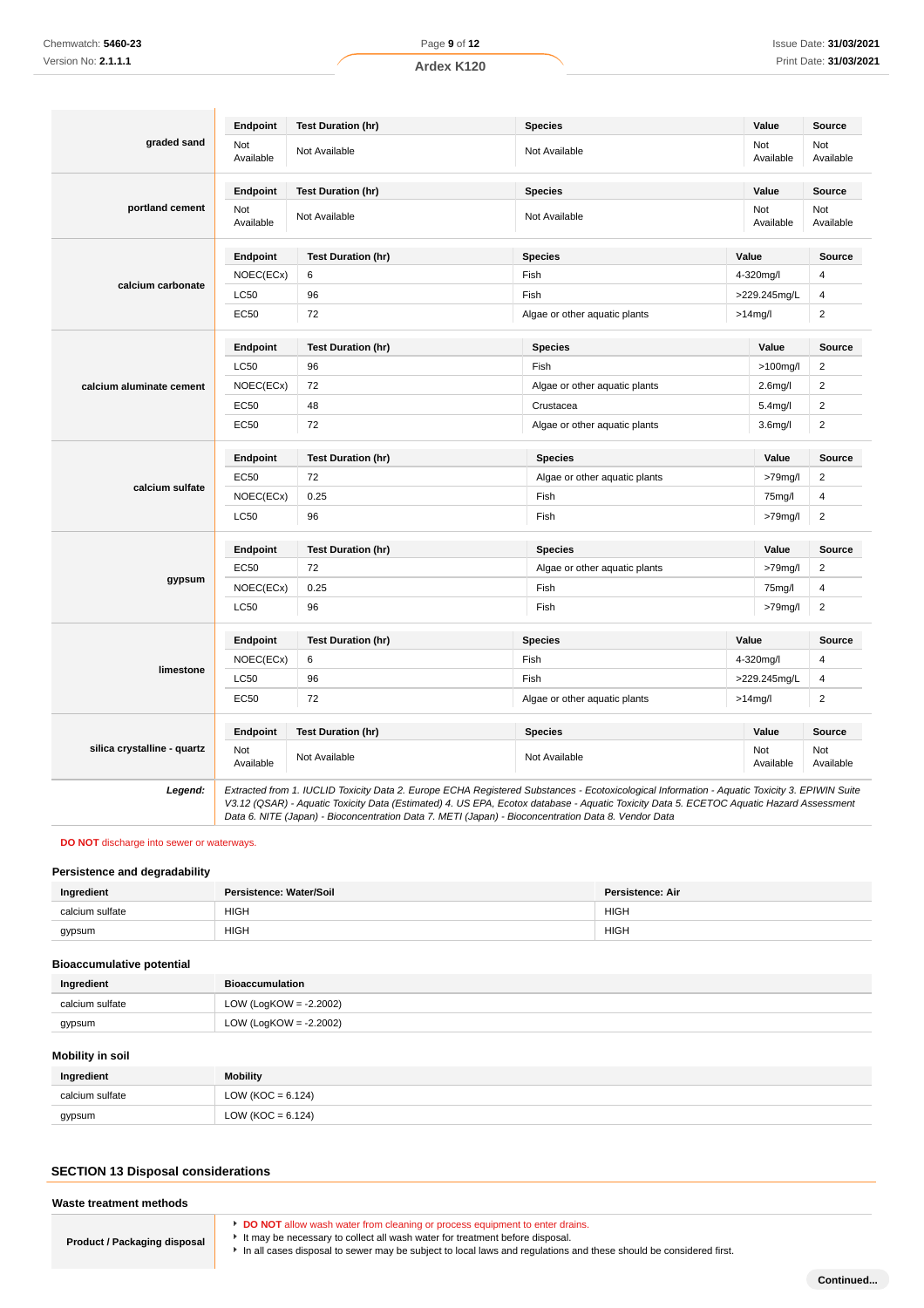| Ingredient | Endpoint | Test Duration (hr) | Species | Value | Source |
|---|---|---|---|---|---|
| **graded sand** | Not Available | Not Available | Not Available | Not Available | Not Available |
| **portland cement** | Not Available | Not Available | Not Available | Not Available | Not Available |
| **calcium carbonate** | NOEC(ECx) | 6 | Fish | 4-320mg/l | 4 |
| | LC50 | 96 | Fish | >229.245mg/L | 4 |
| | EC50 | 72 | Algae or other aquatic plants | >14mg/l | 2 |
| **calcium aluminate cement** | LC50 | 96 | Fish | >100mg/l | 2 |
| | NOEC(ECx) | 72 | Algae or other aquatic plants | 2.6mg/l | 2 |
| | EC50 | 48 | Crustacea | 5.4mg/l | 2 |
| | EC50 | 72 | Algae or other aquatic plants | 3.6mg/l | 2 |
| **calcium sulfate** | EC50 | 72 | Algae or other aquatic plants | >79mg/l | 2 |
| | NOEC(ECx) | 0.25 | Fish | 75mg/l | 4 |
| | LC50 | 96 | Fish | >79mg/l | 2 |
| **gypsum** | EC50 | 72 | Algae or other aquatic plants | >79mg/l | 2 |
| | NOEC(ECx) | 0.25 | Fish | 75mg/l | 4 |
| | LC50 | 96 | Fish | >79mg/l | 2 |
| **limestone** | NOEC(ECx) | 6 | Fish | 4-320mg/l | 4 |
| | LC50 | 96 | Fish | >229.245mg/L | 4 |
| | EC50 | 72 | Algae or other aquatic plants | >14mg/l | 2 |
| **silica crystalline - quartz** | Not Available | Not Available | Not Available | Not Available | Not Available |

***Legend:*** *Extracted from 1. IUCLID Toxicity Data 2. Europe ECHA Registered Substances - Ecotoxicological Information - Aquatic Toxicity 3. EPIWIN Suite V3.12 (QSAR) - Aquatic Toxicity Data (Estimated) 4. US EPA, Ecotox database - Aquatic Toxicity Data 5. ECETOC Aquatic Hazard Assessment Data 6. NITE (Japan) - Bioconcentration Data 7. METI (Japan) - Bioconcentration Data 8. Vendor Data*

**DO NOT** discharge into sewer or waterways.

### Persistence and degradability

| Ingredient | Persistence: Water/Soil | Persistence: Air |
|---|---|---|
| calcium sulfate | HIGH | HIGH |
| gypsum | HIGH | HIGH |

### Bioaccumulative potential

| Ingredient | Bioaccumulation |
|---|---|
| calcium sulfate | LOW (LogKOW = -2.2002) |
| gypsum | LOW (LogKOW = -2.2002) |

### Mobility in soil

| Ingredient | Mobility |
|---|---|
| calcium sulfate | LOW (KOC = 6.124) |
| gypsum | LOW (KOC = 6.124) |

## SECTION 13 Disposal considerations

### Waste treatment methods

**Product / Packaging disposal**

- **DO NOT** allow wash water from cleaning or process equipment to enter drains.
- It may be necessary to collect all wash water for treatment before disposal.
- In all cases disposal to sewer may be subject to local laws and regulations and these should be considered first.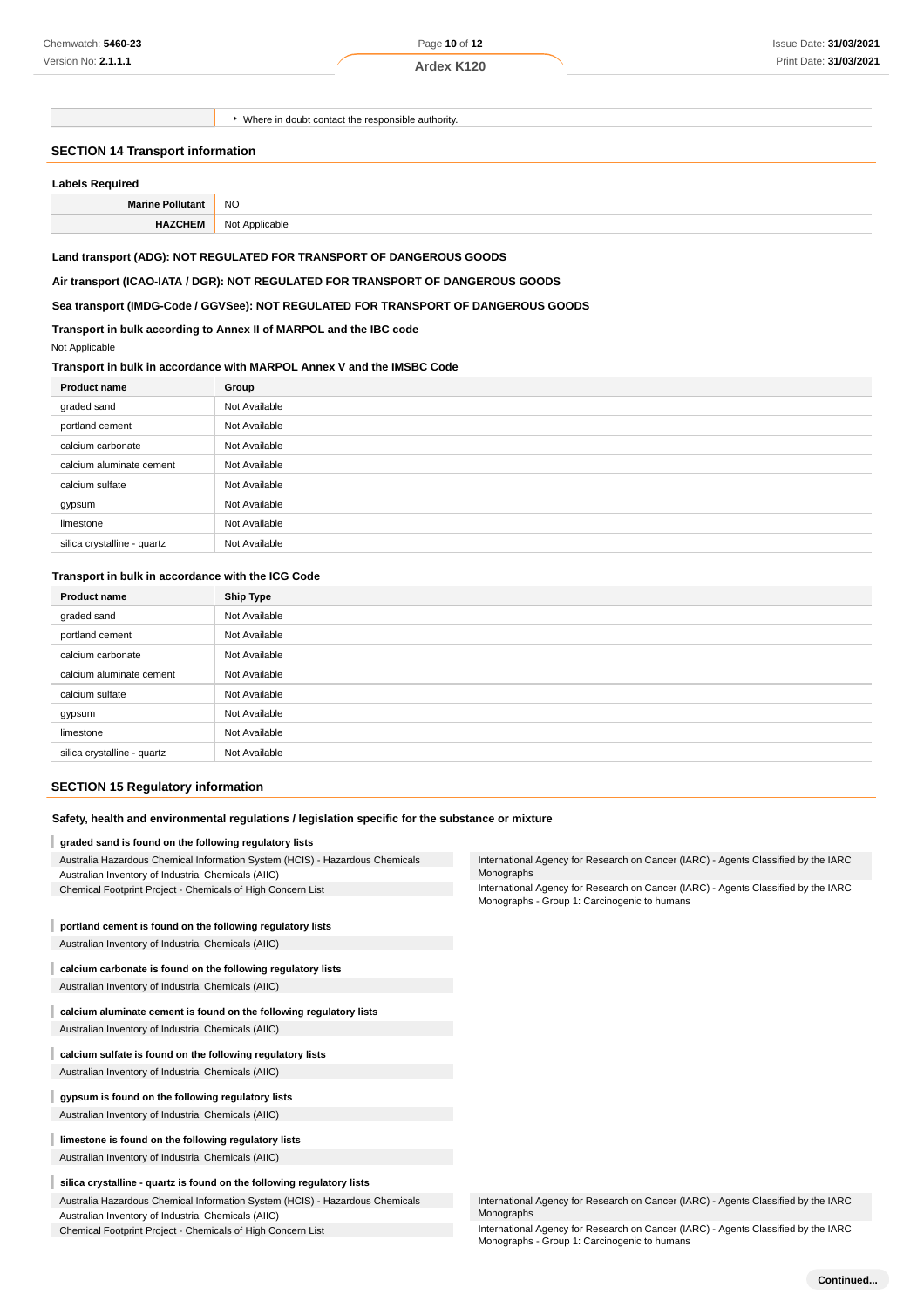| | Where in doubt contact the responsible authority. |
|---|---|

## SECTION 14 Transport information

### Labels Required

| | |
|---|---|
| **Marine Pollutant** | NO |
| **HAZCHEM** | Not Applicable |

**Land transport (ADG): NOT REGULATED FOR TRANSPORT OF DANGEROUS GOODS**

**Air transport (ICAO-IATA / DGR): NOT REGULATED FOR TRANSPORT OF DANGEROUS GOODS**

**Sea transport (IMDG-Code / GGVSee): NOT REGULATED FOR TRANSPORT OF DANGEROUS GOODS**

**Transport in bulk according to Annex II of MARPOL and the IBC code**

Not Applicable

**Transport in bulk in accordance with MARPOL Annex V and the IMSBC Code**

| Product name | Group |
|---|---|
| graded sand | Not Available |
| portland cement | Not Available |
| calcium carbonate | Not Available |
| calcium aluminate cement | Not Available |
| calcium sulfate | Not Available |
| gypsum | Not Available |
| limestone | Not Available |
| silica crystalline - quartz | Not Available |

**Transport in bulk in accordance with the ICG Code**

| Product name | Ship Type |
|---|---|
| graded sand | Not Available |
| portland cement | Not Available |
| calcium carbonate | Not Available |
| calcium aluminate cement | Not Available |
| calcium sulfate | Not Available |
| gypsum | Not Available |
| limestone | Not Available |
| silica crystalline - quartz | Not Available |

## SECTION 15 Regulatory information

**Safety, health and environmental regulations / legislation specific for the substance or mixture**

**graded sand is found on the following regulatory lists**

Australia Hazardous Chemical Information System (HCIS) - Hazardous Chemicals
Australian Inventory of Industrial Chemicals (AIIC)
Chemical Footprint Project - Chemicals of High Concern List
International Agency for Research on Cancer (IARC) - Agents Classified by the IARC Monographs
International Agency for Research on Cancer (IARC) - Agents Classified by the IARC Monographs - Group 1: Carcinogenic to humans

**portland cement is found on the following regulatory lists**

Australian Inventory of Industrial Chemicals (AIIC)

**calcium carbonate is found on the following regulatory lists**

Australian Inventory of Industrial Chemicals (AIIC)

**calcium aluminate cement is found on the following regulatory lists**

Australian Inventory of Industrial Chemicals (AIIC)

**calcium sulfate is found on the following regulatory lists**

Australian Inventory of Industrial Chemicals (AIIC)

**gypsum is found on the following regulatory lists**

Australian Inventory of Industrial Chemicals (AIIC)

**limestone is found on the following regulatory lists**

Australian Inventory of Industrial Chemicals (AIIC)

**silica crystalline - quartz is found on the following regulatory lists**

Australia Hazardous Chemical Information System (HCIS) - Hazardous Chemicals
Australian Inventory of Industrial Chemicals (AIIC)
Chemical Footprint Project - Chemicals of High Concern List
International Agency for Research on Cancer (IARC) - Agents Classified by the IARC Monographs
International Agency for Research on Cancer (IARC) - Agents Classified by the IARC Monographs - Group 1: Carcinogenic to humans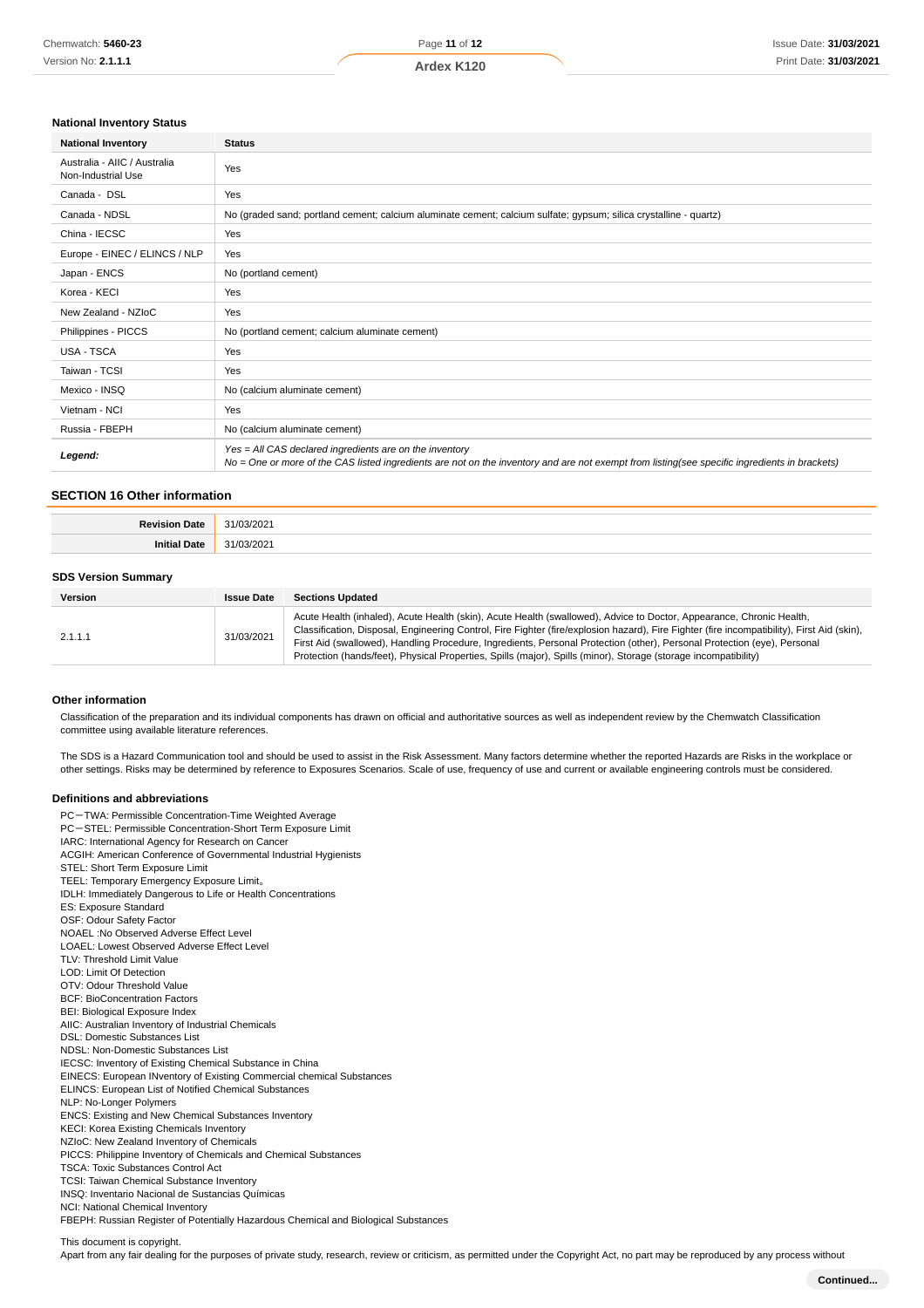### National Inventory Status

| National Inventory | Status |
| --- | --- |
| Australia - AIIC / Australia Non-Industrial Use | Yes |
| Canada - DSL | Yes |
| Canada - NDSL | No (graded sand; portland cement; calcium aluminate cement; calcium sulfate; gypsum; silica crystalline - quartz) |
| China - IECSC | Yes |
| Europe - EINEC / ELINCS / NLP | Yes |
| Japan - ENCS | No (portland cement) |
| Korea - KECI | Yes |
| New Zealand - NZIoC | Yes |
| Philippines - PICCS | No (portland cement; calcium aluminate cement) |
| USA - TSCA | Yes |
| Taiwan - TCSI | Yes |
| Mexico - INSQ | No (calcium aluminate cement) |
| Vietnam - NCI | Yes |
| Russia - FBEPH | No (calcium aluminate cement) |
| ***Legend:*** | *Yes = All CAS declared ingredients are on the inventory*<br>*No = One or more of the CAS listed ingredients are not on the inventory and are not exempt from listing(see specific ingredients in brackets)* |

## SECTION 16 Other information

| | |
| --- | --- |
| **Revision Date** | 31/03/2021 |
| **Initial Date** | 31/03/2021 |

### SDS Version Summary

| Version | Issue Date | Sections Updated |
| --- | --- | --- |
| 2.1.1.1 | 31/03/2021 | Acute Health (inhaled), Acute Health (skin), Acute Health (swallowed), Advice to Doctor, Appearance, Chronic Health, Classification, Disposal, Engineering Control, Fire Fighter (fire/explosion hazard), Fire Fighter (fire incompatibility), First Aid (skin), First Aid (swallowed), Handling Procedure, Ingredients, Personal Protection (other), Personal Protection (eye), Personal Protection (hands/feet), Physical Properties, Spills (major), Spills (minor), Storage (storage incompatibility) |

### Other information

Classification of the preparation and its individual components has drawn on official and authoritative sources as well as independent review by the Chemwatch Classification committee using available literature references.

The SDS is a Hazard Communication tool and should be used to assist in the Risk Assessment. Many factors determine whether the reported Hazards are Risks in the workplace or other settings. Risks may be determined by reference to Exposures Scenarios. Scale of use, frequency of use and current or available engineering controls must be considered.

### Definitions and abbreviations

PC－TWA: Permissible Concentration-Time Weighted Average
PC－STEL: Permissible Concentration-Short Term Exposure Limit
IARC: International Agency for Research on Cancer
ACGIH: American Conference of Governmental Industrial Hygienists
STEL: Short Term Exposure Limit
TEEL: Temporary Emergency Exposure Limit。
IDLH: Immediately Dangerous to Life or Health Concentrations
ES: Exposure Standard
OSF: Odour Safety Factor
NOAEL :No Observed Adverse Effect Level
LOAEL: Lowest Observed Adverse Effect Level
TLV: Threshold Limit Value
LOD: Limit Of Detection
OTV: Odour Threshold Value
BCF: BioConcentration Factors
BEI: Biological Exposure Index
AIIC: Australian Inventory of Industrial Chemicals
DSL: Domestic Substances List
NDSL: Non-Domestic Substances List
IECSC: Inventory of Existing Chemical Substance in China
EINECS: European INventory of Existing Commercial chemical Substances
ELINCS: European List of Notified Chemical Substances
NLP: No-Longer Polymers
ENCS: Existing and New Chemical Substances Inventory
KECI: Korea Existing Chemicals Inventory
NZIoC: New Zealand Inventory of Chemicals
PICCS: Philippine Inventory of Chemicals and Chemical Substances
TSCA: Toxic Substances Control Act
TCSI: Taiwan Chemical Substance Inventory
INSQ: Inventario Nacional de Sustancias Químicas
NCI: National Chemical Inventory
FBEPH: Russian Register of Potentially Hazardous Chemical and Biological Substances

This document is copyright.
Apart from any fair dealing for the purposes of private study, research, review or criticism, as permitted under the Copyright Act, no part may be reproduced by any process without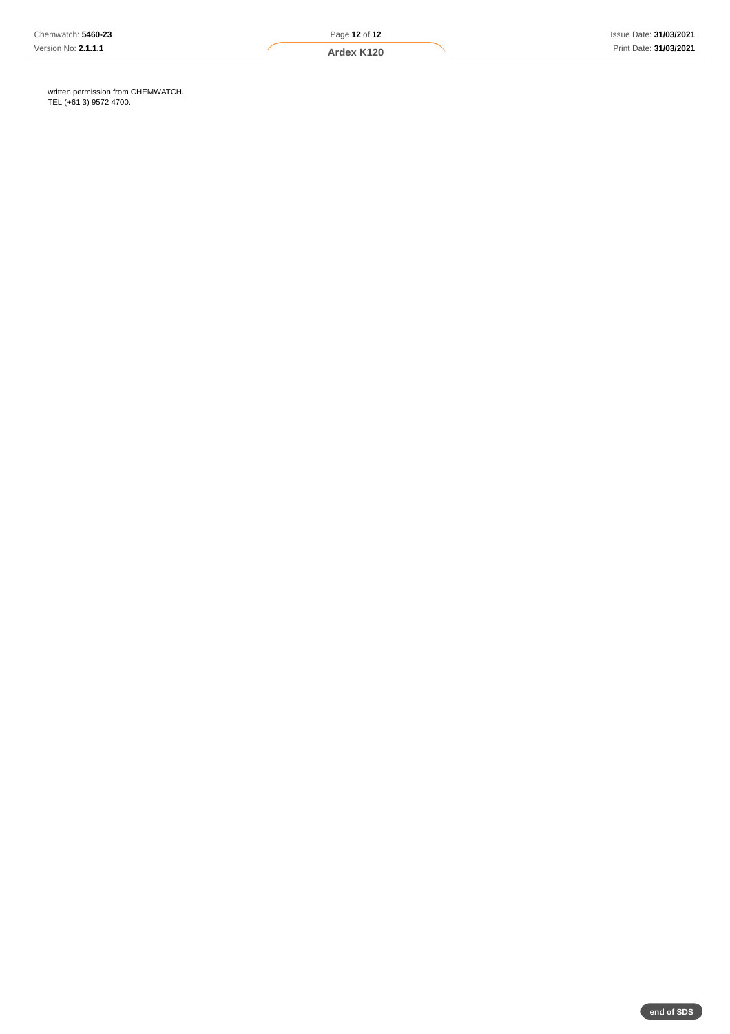written permission from CHEMWATCH.
TEL (+61 3) 9572 4700.

end of SDS